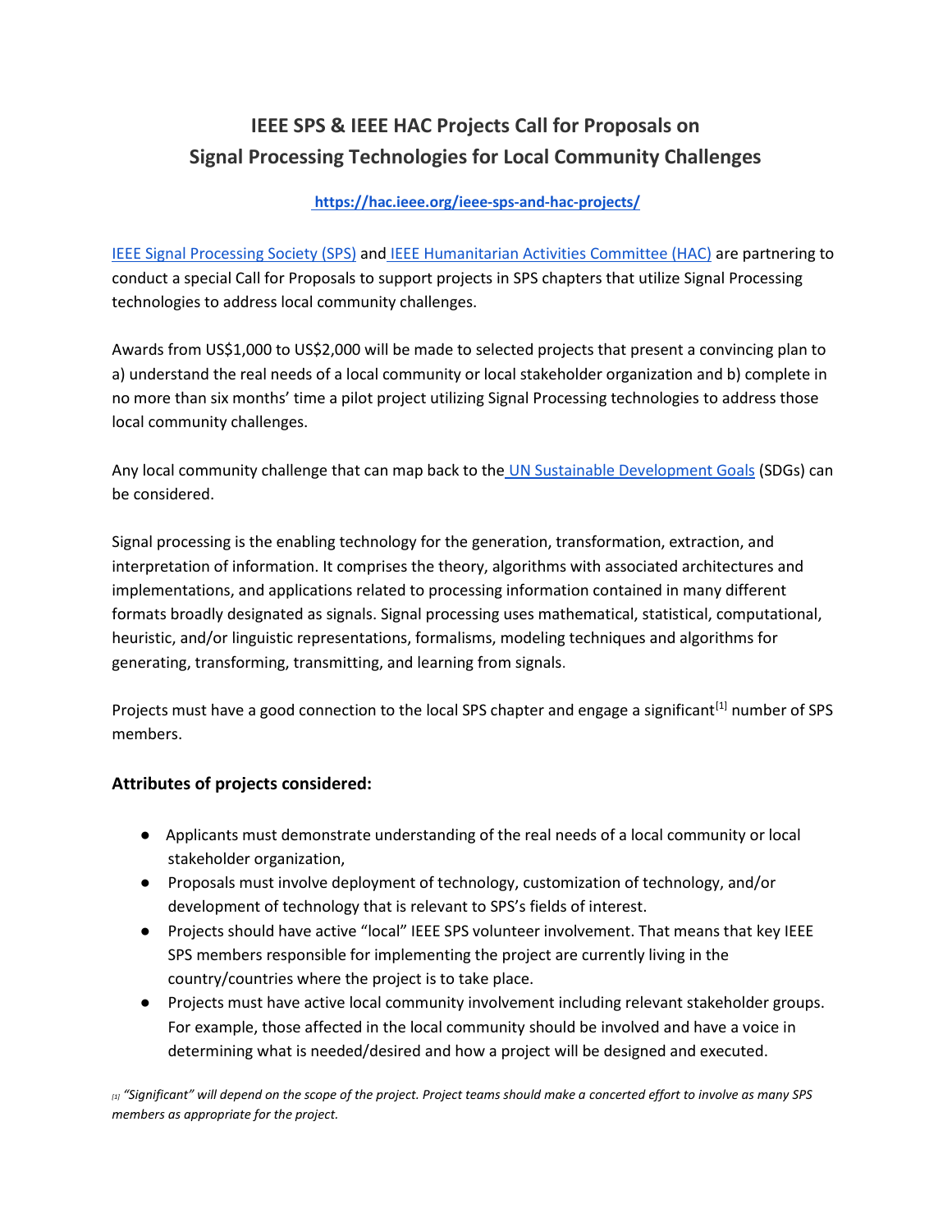# IEEE SPS & IEEE HAC Projects Call for Proposals on Signal Processing Technologies for Local Community Challenges

**https://hac.ieee.org/ieee-sps-and-hac-projects/**

IEEE Signal Processing Society (SPS) and IEEE Humanitarian Activities Committee (HAC) are partnering to conduct a special Call for Proposals to support projects in SPS chapters that utilize Signal Processing technologies to address local community challenges.

Awards from US$1,000 to US$2,000 will be made to selected projects that present a convincing plan to a) understand the real needs of a local community or local stakeholder organization and b) complete in no more than six months' time a pilot project utilizing Signal Processing technologies to address those local community challenges.

Any local community challenge that can map back to the UN Sustainable Development Goals (SDGs) can be considered.

Signal processing is the enabling technology for the generation, transformation, extraction, and interpretation of information. It comprises the theory, algorithms with associated architectures and implementations, and applications related to processing information contained in many different formats broadly designated as signals. Signal processing uses mathematical, statistical, computational, heuristic, and/or linguistic representations, formalisms, modeling techniques and algorithms for generating, transforming, transmitting, and learning from signals.

Projects must have a good connection to the local SPS chapter and engage a significant[1] number of SPS members.

### Attributes of projects considered:

- Applicants must demonstrate understanding of the real needs of a local community or local stakeholder organization,
- Proposals must involve deployment of technology, customization of technology, and/or development of technology that is relevant to SPS's fields of interest.
- Projects should have active "local" IEEE SPS volunteer involvement. That means that key IEEE SPS members responsible for implementing the project are currently living in the country/countries where the project is to take place.
- Projects must have active local community involvement including relevant stakeholder groups. For example, those affected in the local community should be involved and have a voice in determining what is needed/desired and how a project will be designed and executed.

[1] *"Significant" will depend on the scope of the project. Project teams should make a concerted effort to involve as many SPS members as appropriate for the project.*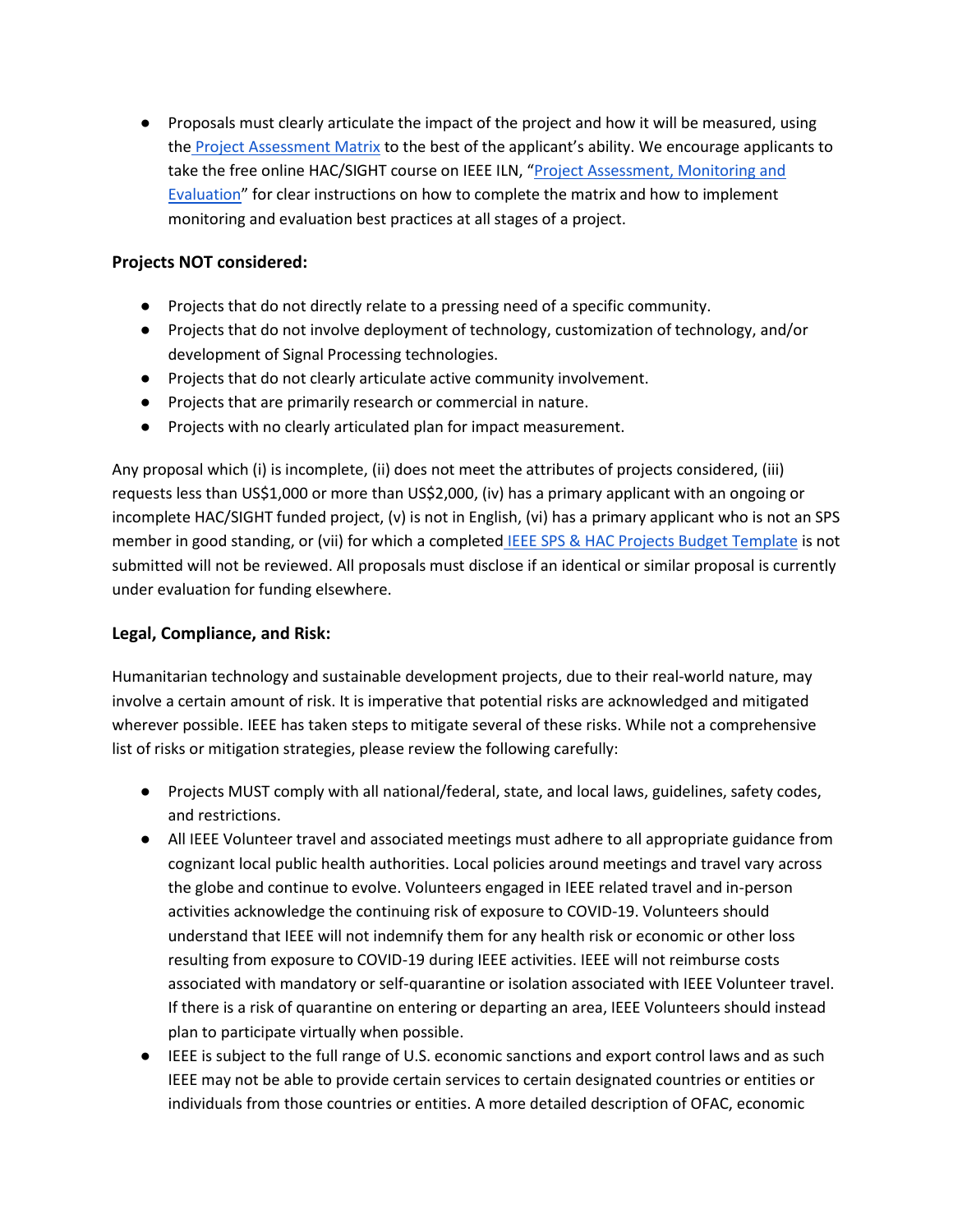- Proposals must clearly articulate the impact of the project and how it will be measured, using the Project Assessment Matrix to the best of the applicant's ability. We encourage applicants to take the free online HAC/SIGHT course on IEEE ILN, "Project Assessment, Monitoring and Evaluation" for clear instructions on how to complete the matrix and how to implement monitoring and evaluation best practices at all stages of a project.

### Projects NOT considered:

- Projects that do not directly relate to a pressing need of a specific community.
- Projects that do not involve deployment of technology, customization of technology, and/or development of Signal Processing technologies.
- Projects that do not clearly articulate active community involvement.
- Projects that are primarily research or commercial in nature.
- Projects with no clearly articulated plan for impact measurement.

Any proposal which (i) is incomplete, (ii) does not meet the attributes of projects considered, (iii) requests less than US$1,000 or more than US$2,000, (iv) has a primary applicant with an ongoing or incomplete HAC/SIGHT funded project, (v) is not in English, (vi) has a primary applicant who is not an SPS member in good standing, or (vii) for which a completed IEEE SPS & HAC Projects Budget Template is not submitted will not be reviewed. All proposals must disclose if an identical or similar proposal is currently under evaluation for funding elsewhere.

### Legal, Compliance, and Risk:

Humanitarian technology and sustainable development projects, due to their real-world nature, may involve a certain amount of risk. It is imperative that potential risks are acknowledged and mitigated wherever possible. IEEE has taken steps to mitigate several of these risks. While not a comprehensive list of risks or mitigation strategies, please review the following carefully:

- Projects MUST comply with all national/federal, state, and local laws, guidelines, safety codes, and restrictions.
- All IEEE Volunteer travel and associated meetings must adhere to all appropriate guidance from cognizant local public health authorities. Local policies around meetings and travel vary across the globe and continue to evolve. Volunteers engaged in IEEE related travel and in-person activities acknowledge the continuing risk of exposure to COVID-19. Volunteers should understand that IEEE will not indemnify them for any health risk or economic or other loss resulting from exposure to COVID-19 during IEEE activities. IEEE will not reimburse costs associated with mandatory or self-quarantine or isolation associated with IEEE Volunteer travel. If there is a risk of quarantine on entering or departing an area, IEEE Volunteers should instead plan to participate virtually when possible.
- IEEE is subject to the full range of U.S. economic sanctions and export control laws and as such IEEE may not be able to provide certain services to certain designated countries or entities or individuals from those countries or entities. A more detailed description of OFAC, economic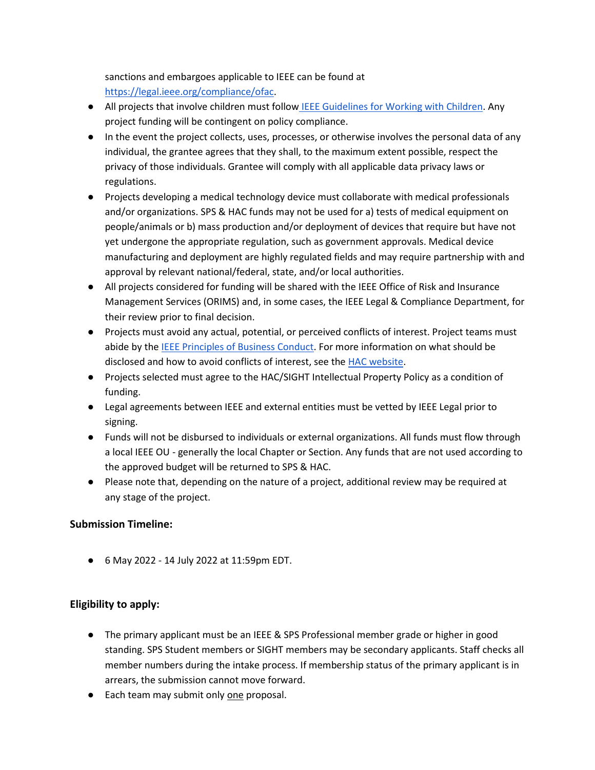sanctions and embargoes applicable to IEEE can be found at [https://legal.ieee.org/compliance/ofac](https://legal.ieee.org/compliance/ofac).

- All projects that involve children must follow [IEEE Guidelines for Working with Children](). Any project funding will be contingent on policy compliance.
- In the event the project collects, uses, processes, or otherwise involves the personal data of any individual, the grantee agrees that they shall, to the maximum extent possible, respect the privacy of those individuals. Grantee will comply with all applicable data privacy laws or regulations.
- Projects developing a medical technology device must collaborate with medical professionals and/or organizations. SPS & HAC funds may not be used for a) tests of medical equipment on people/animals or b) mass production and/or deployment of devices that require but have not yet undergone the appropriate regulation, such as government approvals. Medical device manufacturing and deployment are highly regulated fields and may require partnership with and approval by relevant national/federal, state, and/or local authorities.
- All projects considered for funding will be shared with the IEEE Office of Risk and Insurance Management Services (ORIMS) and, in some cases, the IEEE Legal & Compliance Department, for their review prior to final decision.
- Projects must avoid any actual, potential, or perceived conflicts of interest. Project teams must abide by the [IEEE Principles of Business Conduct](). For more information on what should be disclosed and how to avoid conflicts of interest, see the [HAC website]().
- Projects selected must agree to the HAC/SIGHT Intellectual Property Policy as a condition of funding.
- Legal agreements between IEEE and external entities must be vetted by IEEE Legal prior to signing.
- Funds will not be disbursed to individuals or external organizations. All funds must flow through a local IEEE OU - generally the local Chapter or Section. Any funds that are not used according to the approved budget will be returned to SPS & HAC.
- Please note that, depending on the nature of a project, additional review may be required at any stage of the project.

**Submission Timeline:**

- 6 May 2022 - 14 July 2022 at 11:59pm EDT.

**Eligibility to apply:**

- The primary applicant must be an IEEE & SPS Professional member grade or higher in good standing. SPS Student members or SIGHT members may be secondary applicants. Staff checks all member numbers during the intake process. If membership status of the primary applicant is in arrears, the submission cannot move forward.
- Each team may submit only <u>one</u> proposal.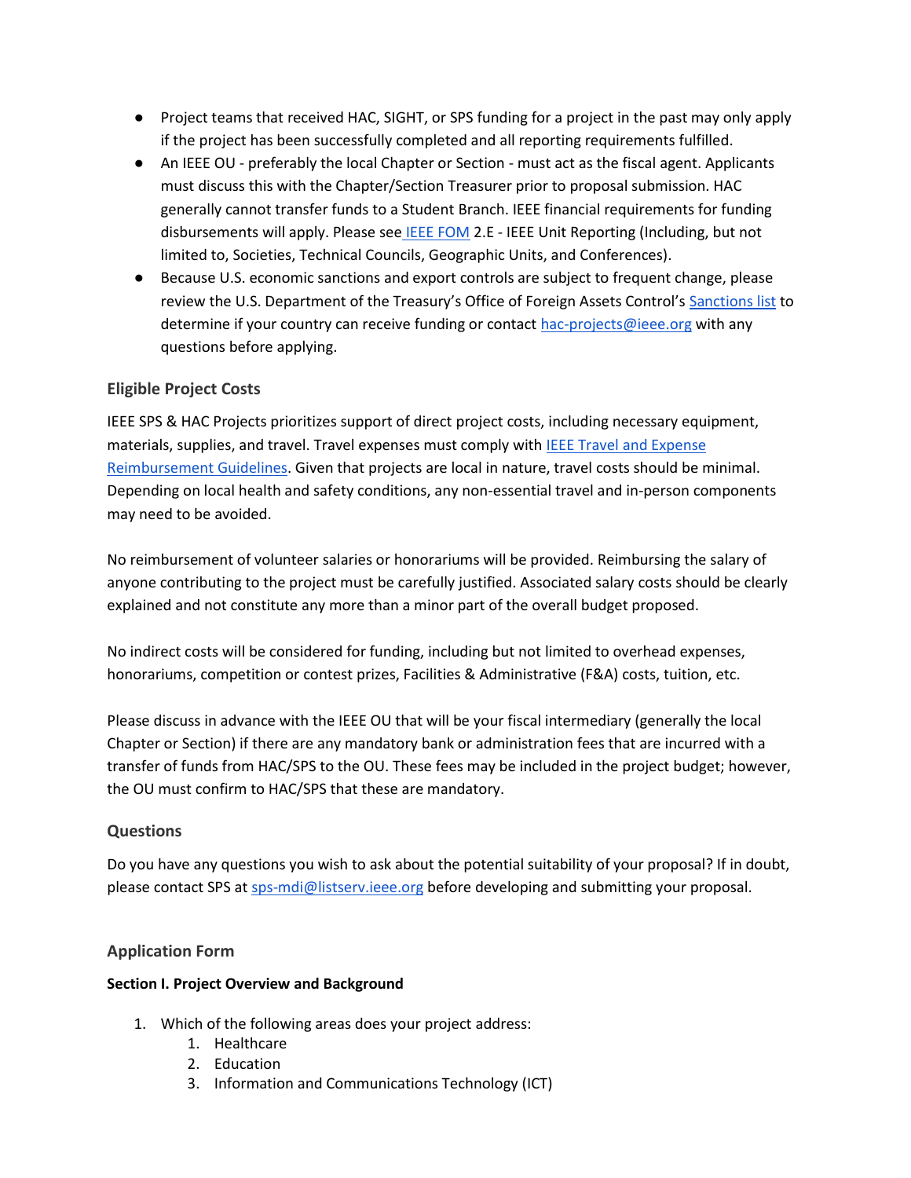- Project teams that received HAC, SIGHT, or SPS funding for a project in the past may only apply if the project has been successfully completed and all reporting requirements fulfilled.
- An IEEE OU - preferably the local Chapter or Section - must act as the fiscal agent. Applicants must discuss this with the Chapter/Section Treasurer prior to proposal submission. HAC generally cannot transfer funds to a Student Branch. IEEE financial requirements for funding disbursements will apply. Please see IEEE FOM 2.E - IEEE Unit Reporting (Including, but not limited to, Societies, Technical Councils, Geographic Units, and Conferences).
- Because U.S. economic sanctions and export controls are subject to frequent change, please review the U.S. Department of the Treasury's Office of Foreign Assets Control's Sanctions list to determine if your country can receive funding or contact hac-projects@ieee.org with any questions before applying.

### Eligible Project Costs

IEEE SPS & HAC Projects prioritizes support of direct project costs, including necessary equipment, materials, supplies, and travel. Travel expenses must comply with IEEE Travel and Expense Reimbursement Guidelines. Given that projects are local in nature, travel costs should be minimal. Depending on local health and safety conditions, any non-essential travel and in-person components may need to be avoided.

No reimbursement of volunteer salaries or honorariums will be provided. Reimbursing the salary of anyone contributing to the project must be carefully justified. Associated salary costs should be clearly explained and not constitute any more than a minor part of the overall budget proposed.

No indirect costs will be considered for funding, including but not limited to overhead expenses, honorariums, competition or contest prizes, Facilities & Administrative (F&A) costs, tuition, etc.

Please discuss in advance with the IEEE OU that will be your fiscal intermediary (generally the local Chapter or Section) if there are any mandatory bank or administration fees that are incurred with a transfer of funds from HAC/SPS to the OU. These fees may be included in the project budget; however, the OU must confirm to HAC/SPS that these are mandatory.

### Questions

Do you have any questions you wish to ask about the potential suitability of your proposal? If in doubt, please contact SPS at sps-mdi@listserv.ieee.org before developing and submitting your proposal.

### Application Form

**Section I. Project Overview and Background**

1. Which of the following areas does your project address:
    1. Healthcare
    2. Education
    3. Information and Communications Technology (ICT)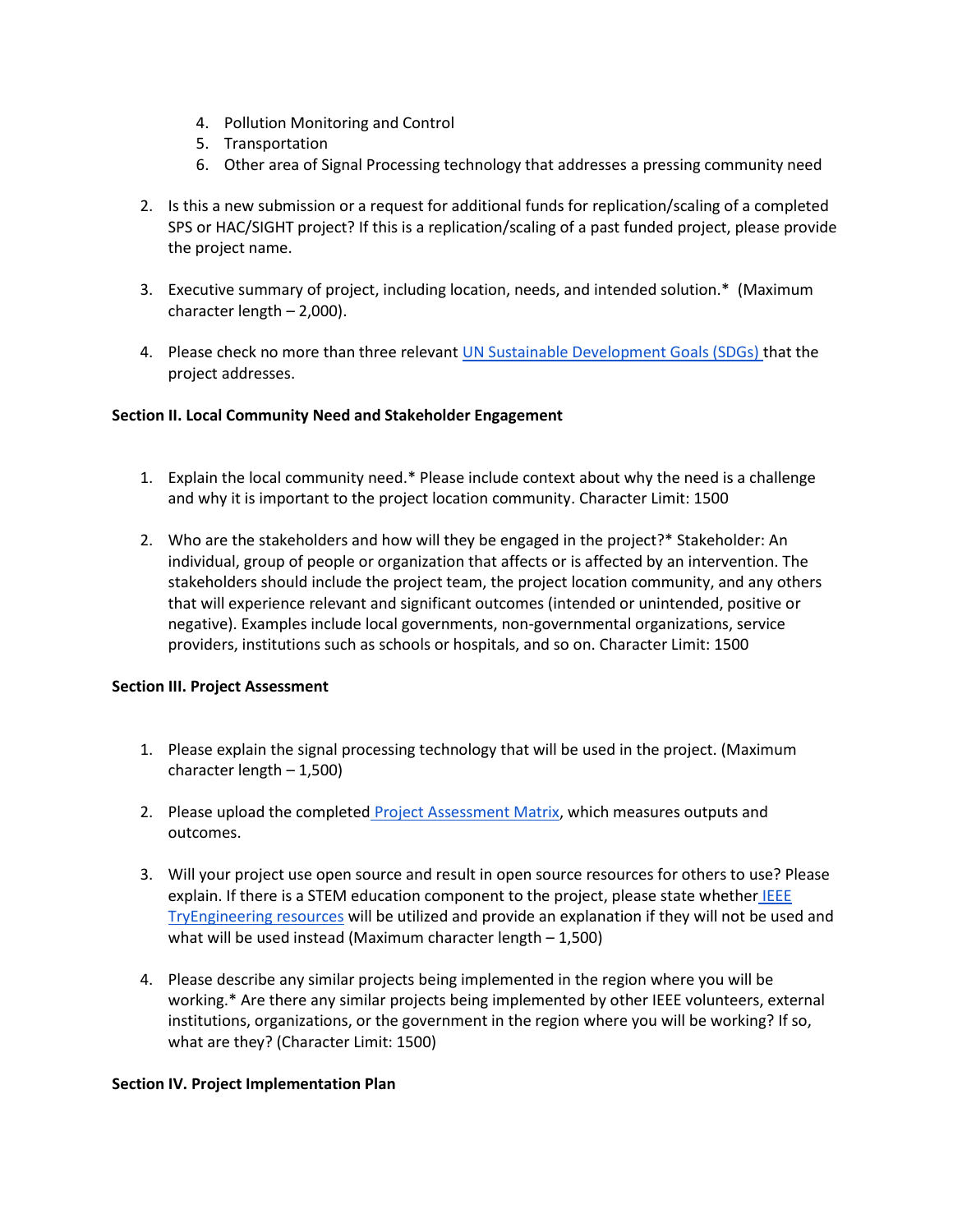4. Pollution Monitoring and Control
   5. Transportation
   6. Other area of Signal Processing technology that addresses a pressing community need

2. Is this a new submission or a request for additional funds for replication/scaling of a completed SPS or HAC/SIGHT project? If this is a replication/scaling of a past funded project, please provide the project name.

3. Executive summary of project, including location, needs, and intended solution.* (Maximum character length – 2,000).

4. Please check no more than three relevant UN Sustainable Development Goals (SDGs) that the project addresses.

**Section II. Local Community Need and Stakeholder Engagement**

1. Explain the local community need.* Please include context about why the need is a challenge and why it is important to the project location community. Character Limit: 1500

2. Who are the stakeholders and how will they be engaged in the project?* Stakeholder: An individual, group of people or organization that affects or is affected by an intervention. The stakeholders should include the project team, the project location community, and any others that will experience relevant and significant outcomes (intended or unintended, positive or negative). Examples include local governments, non-governmental organizations, service providers, institutions such as schools or hospitals, and so on. Character Limit: 1500

**Section III. Project Assessment**

1. Please explain the signal processing technology that will be used in the project. (Maximum character length – 1,500)

2. Please upload the completed Project Assessment Matrix, which measures outputs and outcomes.

3. Will your project use open source and result in open source resources for others to use? Please explain. If there is a STEM education component to the project, please state whether IEEE TryEngineering resources will be utilized and provide an explanation if they will not be used and what will be used instead (Maximum character length – 1,500)

4. Please describe any similar projects being implemented in the region where you will be working.* Are there any similar projects being implemented by other IEEE volunteers, external institutions, organizations, or the government in the region where you will be working? If so, what are they? (Character Limit: 1500)

**Section IV. Project Implementation Plan**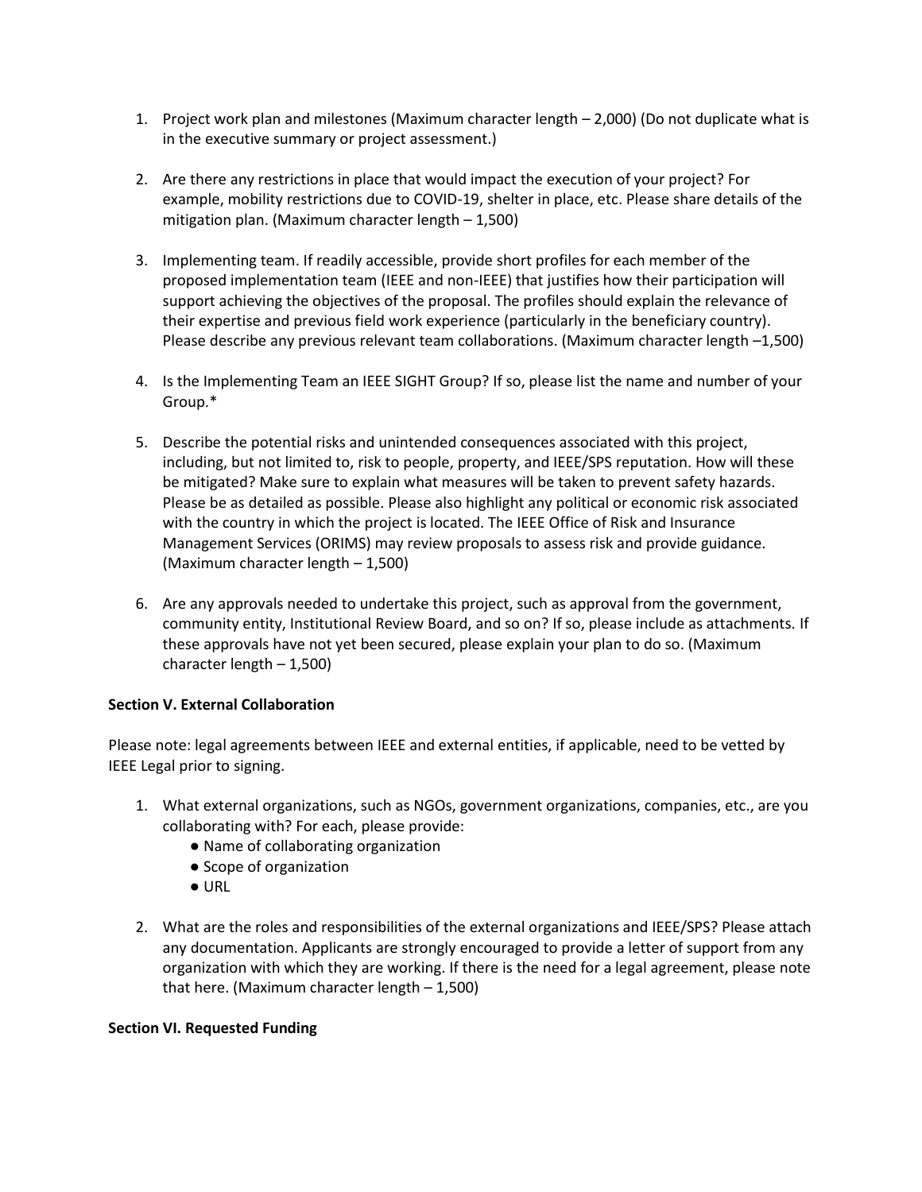1. Project work plan and milestones (Maximum character length – 2,000) (Do not duplicate what is in the executive summary or project assessment.)

2. Are there any restrictions in place that would impact the execution of your project? For example, mobility restrictions due to COVID-19, shelter in place, etc. Please share details of the mitigation plan. (Maximum character length – 1,500)

3. Implementing team. If readily accessible, provide short profiles for each member of the proposed implementation team (IEEE and non-IEEE) that justifies how their participation will support achieving the objectives of the proposal. The profiles should explain the relevance of their expertise and previous field work experience (particularly in the beneficiary country). Please describe any previous relevant team collaborations. (Maximum character length –1,500)

4. Is the Implementing Team an IEEE SIGHT Group? If so, please list the name and number of your Group.*

5. Describe the potential risks and unintended consequences associated with this project, including, but not limited to, risk to people, property, and IEEE/SPS reputation. How will these be mitigated? Make sure to explain what measures will be taken to prevent safety hazards. Please be as detailed as possible. Please also highlight any political or economic risk associated with the country in which the project is located. The IEEE Office of Risk and Insurance Management Services (ORIMS) may review proposals to assess risk and provide guidance. (Maximum character length – 1,500)

6. Are any approvals needed to undertake this project, such as approval from the government, community entity, Institutional Review Board, and so on? If so, please include as attachments. If these approvals have not yet been secured, please explain your plan to do so. (Maximum character length – 1,500)

**Section V. External Collaboration**

Please note: legal agreements between IEEE and external entities, if applicable, need to be vetted by IEEE Legal prior to signing.

1. What external organizations, such as NGOs, government organizations, companies, etc., are you collaborating with? For each, please provide:
   - Name of collaborating organization
   - Scope of organization
   - URL

2. What are the roles and responsibilities of the external organizations and IEEE/SPS? Please attach any documentation. Applicants are strongly encouraged to provide a letter of support from any organization with which they are working. If there is the need for a legal agreement, please note that here. (Maximum character length – 1,500)

**Section VI. Requested Funding**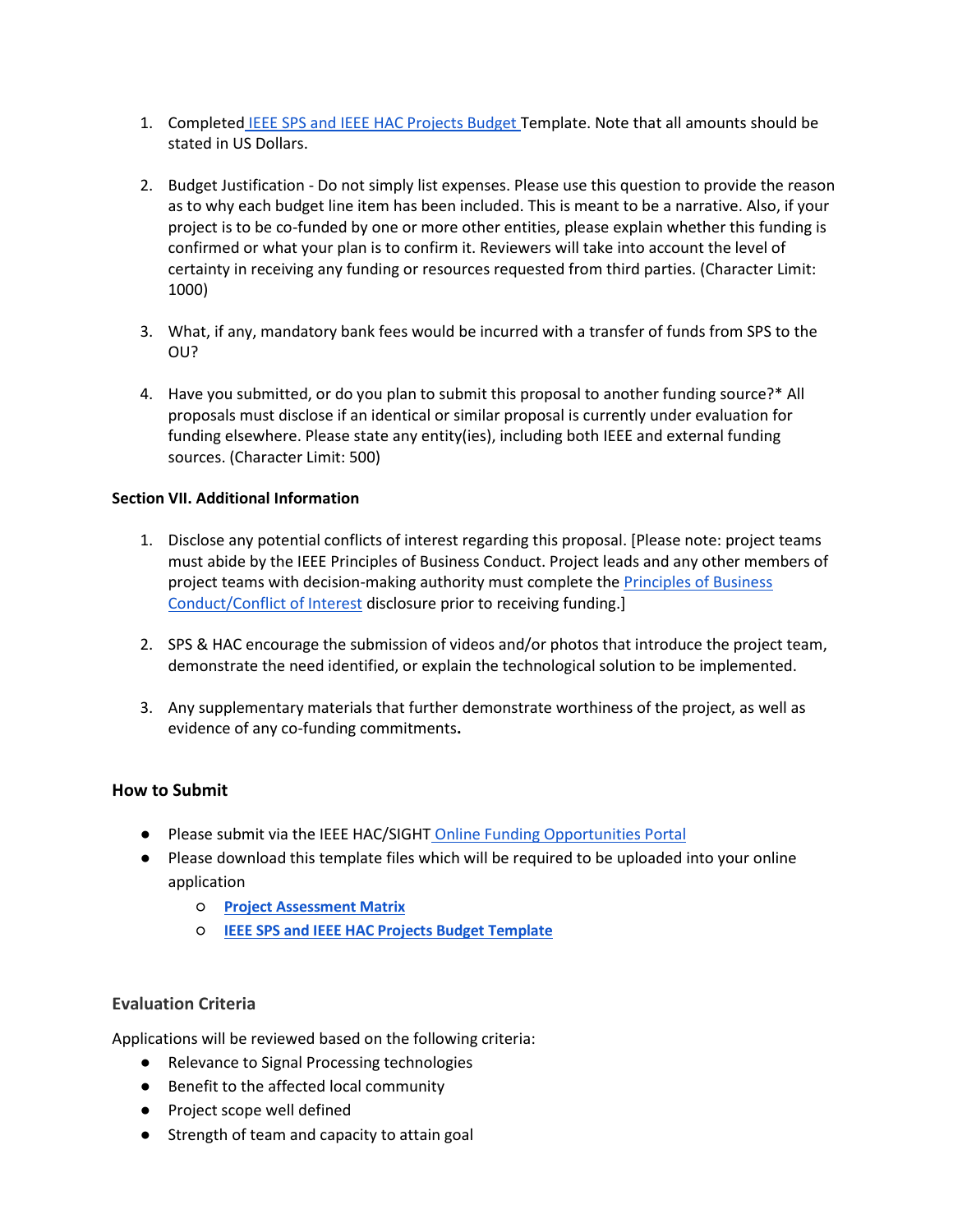1. Completed IEEE SPS and IEEE HAC Projects Budget Template. Note that all amounts should be stated in US Dollars.

2. Budget Justification - Do not simply list expenses. Please use this question to provide the reason as to why each budget line item has been included. This is meant to be a narrative. Also, if your project is to be co-funded by one or more other entities, please explain whether this funding is confirmed or what your plan is to confirm it. Reviewers will take into account the level of certainty in receiving any funding or resources requested from third parties. (Character Limit: 1000)

3. What, if any, mandatory bank fees would be incurred with a transfer of funds from SPS to the OU?

4. Have you submitted, or do you plan to submit this proposal to another funding source?* All proposals must disclose if an identical or similar proposal is currently under evaluation for funding elsewhere. Please state any entity(ies), including both IEEE and external funding sources. (Character Limit: 500)

**Section VII. Additional Information**

1. Disclose any potential conflicts of interest regarding this proposal. [Please note: project teams must abide by the IEEE Principles of Business Conduct. Project leads and any other members of project teams with decision-making authority must complete the Principles of Business Conduct/Conflict of Interest disclosure prior to receiving funding.]

2. SPS & HAC encourage the submission of videos and/or photos that introduce the project team, demonstrate the need identified, or explain the technological solution to be implemented.

3. Any supplementary materials that further demonstrate worthiness of the project, as well as evidence of any co-funding commitments**.**

### How to Submit

- Please submit via the IEEE HAC/SIGHT Online Funding Opportunities Portal
- Please download this template files which will be required to be uploaded into your online application
  - **Project Assessment Matrix**
  - **IEEE SPS and IEEE HAC Projects Budget Template**

### Evaluation Criteria

Applications will be reviewed based on the following criteria:

- Relevance to Signal Processing technologies
- Benefit to the affected local community
- Project scope well defined
- Strength of team and capacity to attain goal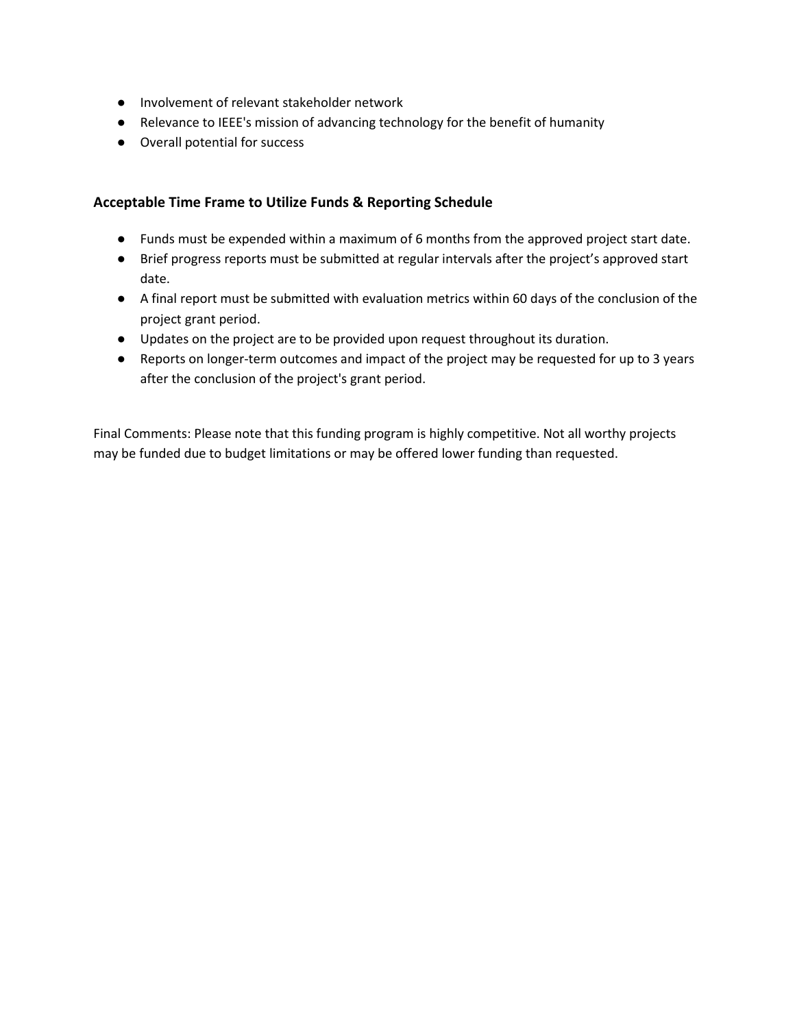- Involvement of relevant stakeholder network
- Relevance to IEEE's mission of advancing technology for the benefit of humanity
- Overall potential for success

### Acceptable Time Frame to Utilize Funds & Reporting Schedule

- Funds must be expended within a maximum of 6 months from the approved project start date.
- Brief progress reports must be submitted at regular intervals after the project's approved start date.
- A final report must be submitted with evaluation metrics within 60 days of the conclusion of the project grant period.
- Updates on the project are to be provided upon request throughout its duration.
- Reports on longer-term outcomes and impact of the project may be requested for up to 3 years after the conclusion of the project's grant period.

Final Comments: Please note that this funding program is highly competitive. Not all worthy projects may be funded due to budget limitations or may be offered lower funding than requested.